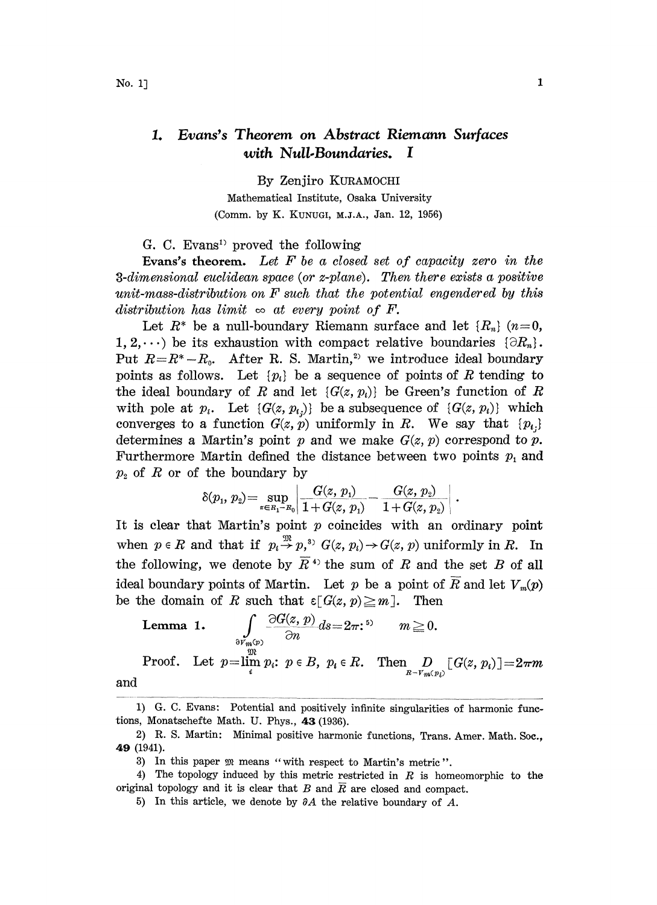# 1. *Evans's Theorem on Abstract Riemann Surfaces with Null-Boundaries. I*

By Zenjiro KURAMOCHI

Mathematical Institute, Osaka University

(Comm. by K. KUNUGI, M.J.A., Jan. 12, 1956)

G. C. Evans[1] proved the following

**Evans's theorem.** *Let $F$ be a closed set of capacity zero in the 3-dimensional euclidean space (or z-plane). Then there exists a positive unit-mass-distribution on $F$ such that the potential engendered by this distribution has limit $\infty$ at every point of $F$.*

Let $R^*$ be a null-boundary Riemann surface and let $\{R_n\}$ $(n=0, 1, 2, \cdots)$ be its exhaustion with compact relative boundaries $\{\partial R_n\}$. Put $R=R^*-R_0$. After R. S. Martin,[2] we introduce ideal boundary points as follows. Let $\{p_i\}$ be a sequence of points of $R$ tending to the ideal boundary of $R$ and let $\{G(z, p_i)\}$ be Green's function of $R$ with pole at $p_i$. Let $\{G(z, p_{i_j})\}$ be a subsequence of $\{G(z, p_i)\}$ which converges to a function $G(z, p)$ uniformly in $R$. We say that $\{p_{i_j}\}$ determines a Martin's point $p$ and we make $G(z, p)$ correspond to $p$. Furthermore Martin defined the distance between two points $p_1$ and $p_2$ of $R$ or of the boundary by

$$\delta(p_1, p_2)=\sup_{z\in R_1-R_0}\left|\frac{G(z, p_1)}{1+G(z, p_1)}-\frac{G(z, p_2)}{1+G(z, p_2)}\right|.$$

It is clear that Martin's point $p$ coincides with an ordinary point when $p\in R$ and that if $p_i\overset{\mathfrak{M}}{\to}p$,[3] $G(z, p_i)\to G(z, p)$ uniformly in $R$. In the following, we denote by $\bar{R}$[4] the sum of $R$ and the set $B$ of all ideal boundary points of Martin. Let $p$ be a point of $\bar{R}$ and let $V_m(p)$ be the domain of $R$ such that $\varepsilon[G(z, p)\geqq m]$. Then

**Lemma 1.** $\displaystyle\int_{\partial V_m(p)}\frac{\partial G(z, p)}{\partial n}ds=2\pi$:[5] $\quad m\geqq 0$.

Proof. Let $p=\overset{\mathfrak{M}}{\lim_i}\, p_i$: $p\in B$, $p_i\in R$. Then $\underset{R-V_m(p_i)}{D}[G(z, p_i)]=2\pi m$ and

---

1) G. C. Evans: Potential and positively infinite singularities of harmonic functions, Monatschefte Math. U. Phys., **43** (1936).

2) R. S. Martin: Minimal positive harmonic functions, Trans. Amer. Math. Soc., **49** (1941).

3) In this paper $\mathfrak{M}$ means "with respect to Martin's metric".

4) The topology induced by this metric restricted in $R$ is homeomorphic to the original topology and it is clear that $B$ and $\bar{R}$ are closed and compact.

5) In this article, we denote by $\partial A$ the relative boundary of $A$.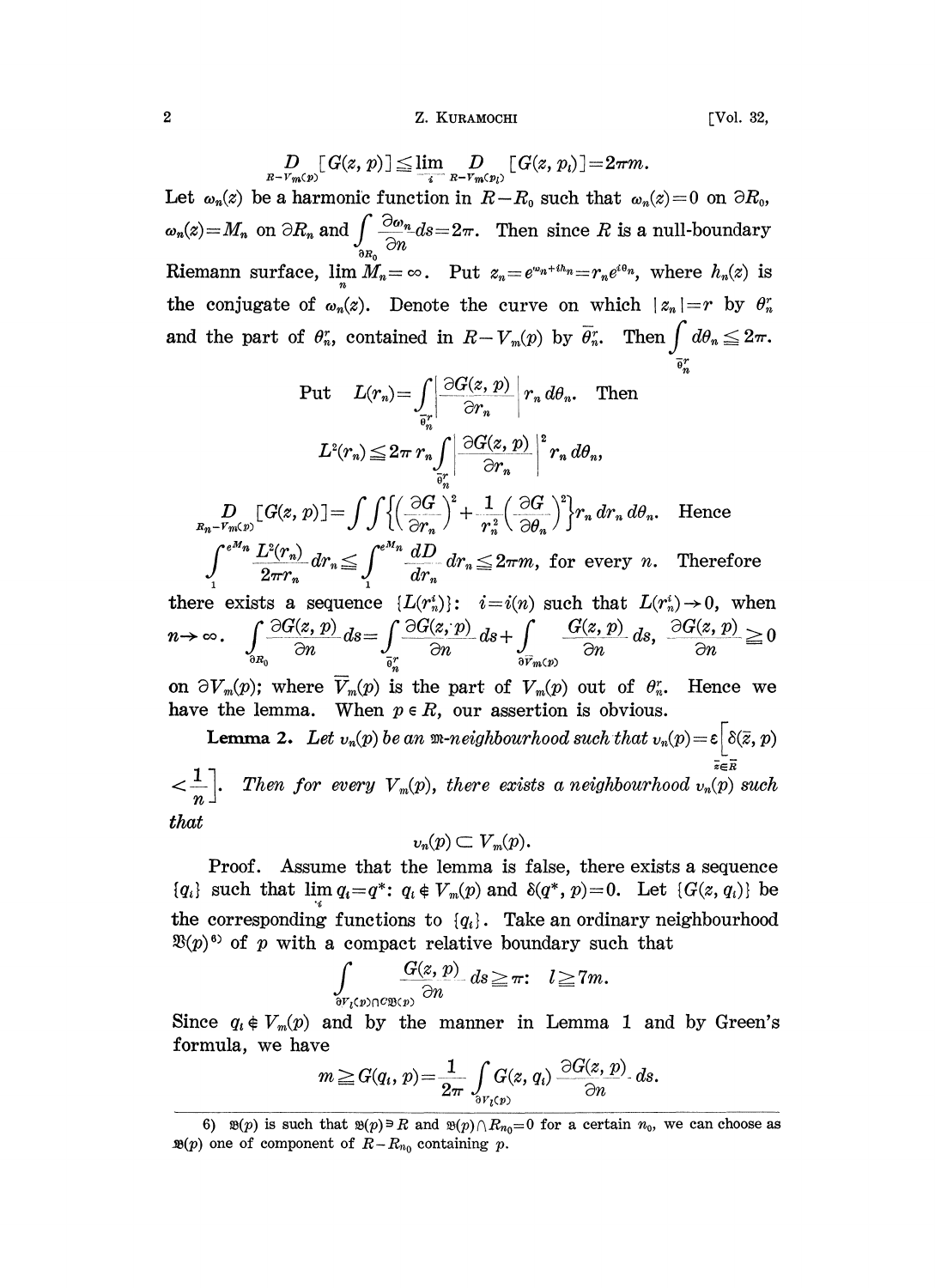$$\underset{R-V_m(p)}{D}[G(z,p)] \leqq \underset{i}{\lim} \underset{R-V_m(p_i)}{D}[G(z,p_i)] = 2\pi m.$$

Let $\omega_n(z)$ be a harmonic function in $R-R_0$ such that $\omega_n(z)=0$ on $\partial R_0$, $\omega_n(z)=M_n$ on $\partial R_n$ and $\int\limits_{\partial R_0} \frac{\partial \omega_n}{\partial n} ds = 2\pi$. Then since $R$ is a null-boundary Riemann surface, $\lim\limits_n M_n = \infty$. Put $z_n = e^{\omega_n + ih_n} = r_n e^{i\theta_n}$, where $h_n(z)$ is the conjugate of $\omega_n(z)$. Denote the curve on which $|z_n| = r$ by $\theta_n^r$ and the part of $\theta_n^r$, contained in $R-V_m(p)$ by $\bar{\theta}_n^r$. Then $\int\limits_{\bar{\theta}_n^r} d\theta_n \leqq 2\pi$.

$$\text{Put} \quad L(r_n) = \int\limits_{\bar{\theta}_n^r} \left| \frac{\partial G(z,p)}{\partial r_n} \right| r_n \, d\theta_n. \quad \text{Then}$$

$$L^2(r_n) \leqq 2\pi \, r_n \int\limits_{\bar{\theta}_n^r} \left| \frac{\partial G(z,p)}{\partial r_n} \right|^2 r_n \, d\theta_n,$$

$$\underset{R_n - V_m(p)}{D}[G(z,p)] = \iint \left\{ \left( \frac{\partial G}{\partial r_n} \right)^2 + \frac{1}{r_n^2} \left( \frac{\partial G}{\partial \theta_n} \right)^2 \right\} r_n \, dr_n \, d\theta_n. \quad \text{Hence}$$

$$\int_1^{e^{M_n}} \frac{L^2(r_n)}{2\pi r_n} dr_n \leqq \int_1^{e^{M_n}} \frac{dD}{dr_n} dr_n \leqq 2\pi m, \text{ for every } n. \quad \text{Therefore}$$

there exists a sequence $\{L(r_n^i)\}$: $i=i(n)$ such that $L(r_n^i) \to 0$, when $n \to \infty$. $\int\limits_{\partial R_0} \frac{\partial G(z,p)}{\partial n} ds = \int\limits_{\bar{\theta}_n^r} \frac{\partial G(z,p)}{\partial n} ds + \int\limits_{\partial \bar{V}_m(p)} \frac{G(z,p)}{\partial n} ds$, $\frac{\partial G(z,p)}{\partial n} \geqq 0$ on $\partial V_m(p)$; where $\bar{V}_m(p)$ is the part of $V_m(p)$ out of $\theta_n^r$. Hence we have the lemma. When $p \in R$, our assertion is obvious.

**Lemma 2.** *Let $v_n(p)$ be an $\mathfrak{M}$-neighbourhood such that $v_n(p) = \underset{\bar{z} \in \bar{R}}{\varepsilon}\left[\delta(\bar{z}, p) < \frac{1}{n}\right]$. Then for every $V_m(p)$, there exists a neighbourhood $v_n(p)$ such that*

$$v_n(p) \subset V_m(p).$$

Proof. Assume that the lemma is false, there exists a sequence $\{q_i\}$ such that $\lim\limits_i q_i = q^*$: $q_i \notin V_m(p)$ and $\delta(q^*, p) = 0$. Let $\{G(z, q_i)\}$ be the corresponding functions to $\{q_i\}$. Take an ordinary neighbourhood $\mathfrak{B}(p)$[6] of $p$ with a compact relative boundary such that

$$\int\limits_{\partial V_l(p) \cap C\mathfrak{B}(p)} \frac{G(z,p)}{\partial n} ds \geqq \pi: \quad l \geqq 7m.$$

Since $q_i \notin V_m(p)$ and by the manner in Lemma 1 and by Green's formula, we have

$$m \geqq G(q_i, p) = \frac{1}{2\pi} \int\limits_{\partial V_l(p)} G(z, q_i) \frac{\partial G(z,p)}{\partial n} ds.$$

---

6) $\mathfrak{B}(p)$ is such that $\mathfrak{B}(p) \ni R$ and $\mathfrak{B}(p) \cap R_{n_0} = 0$ for a certain $n_0$, we can choose as $\mathfrak{B}(p)$ one of component of $R - R_{n_0}$ containing $p$.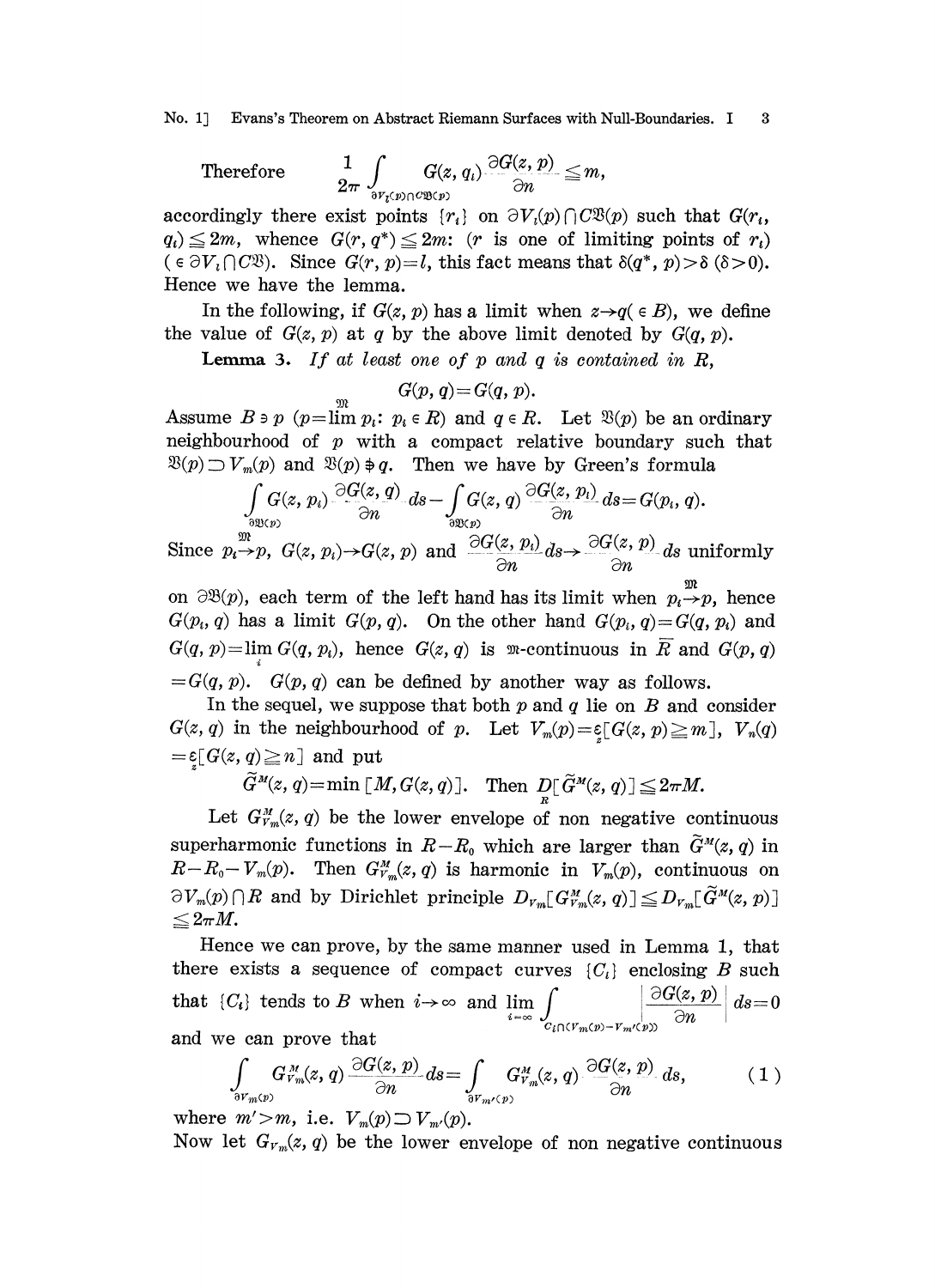Therefore $\quad \dfrac{1}{2\pi}\displaystyle\int_{\partial V_l(p)\cap C\mathfrak{B}(p)} G(z, q_i)\frac{\partial G(z, p)}{\partial n} \leqq m,$

accordingly there exist points $\{r_i\}$ on $\partial V_l(p)\cap C\mathfrak{B}(p)$ such that $G(r_i, q_i)\leqq 2m$, whence $G(r, q^*)\leqq 2m$: ($r$ is one of limiting points of $r_i$) $(\in \partial V_l \cap C\mathfrak{B})$. Since $G(r, p)=l$, this fact means that $\delta(q^*, p)>\delta$ $(\delta>0)$. Hence we have the lemma.

In the following, if $G(z, p)$ has a limit when $z\to q(\in B)$, we define the value of $G(z, p)$ at $q$ by the above limit denoted by $G(q, p)$.

**Lemma 3.** *If at least one of $p$ and $q$ is contained in $R$,*

$$G(p, q)=G(q, p).$$

Assume $B\ni p$ $(p=\overset{\mathfrak{M}}{\lim}\, p_i$: $p_i\in R)$ and $q\in R$. Let $\mathfrak{B}(p)$ be an ordinary neighbourhood of $p$ with a compact relative boundary such that $\mathfrak{B}(p)\supset V_m(p)$ and $\mathfrak{B}(p)\not\ni q$. Then we have by Green's formula

$$\int_{\partial\mathfrak{B}(p)} G(z, p_i)\frac{\partial G(z, q)}{\partial n}ds - \int_{\partial\mathfrak{B}(p)} G(z, q)\frac{\partial G(z, p_i)}{\partial n}ds = G(p_i, q).$$

Since $p_i\overset{\mathfrak{M}}{\to}p$, $G(z, p_i)\to G(z, p)$ and $\dfrac{\partial G(z, p_i)}{\partial n}ds\to\dfrac{\partial G(z, p)}{\partial n}ds$ uniformly on $\partial\mathfrak{B}(p)$, each term of the left hand has its limit when $p_i\overset{\mathfrak{M}}{\to}p$, hence $G(p_i, q)$ has a limit $G(p, q)$. On the other hand $G(p_i, q)=G(q, p_i)$ and $G(q, p)=\lim_i G(q, p_i)$, hence $G(z, q)$ is $\mathfrak{M}$-continuous in $\bar{R}$ and $G(p, q)=G(q, p)$. $G(p, q)$ can be defined by another way as follows.

In the sequel, we suppose that both $p$ and $q$ lie on $B$ and consider $G(z, q)$ in the neighbourhood of $p$. Let $V_m(p)=\underset{z}{\varepsilon}[G(z, p)\geqq m]$, $V_n(q)=\underset{z}{\varepsilon}[G(z, q)\geqq n]$ and put

$$\tilde{G}^M(z, q)=\min[M, G(z, q)]. \quad \text{Then } \underset{R}{D}[\tilde{G}^M(z, q)]\leqq 2\pi M.$$

Let $G^M_{V_m}(z, q)$ be the lower envelope of non negative continuous superharmonic functions in $R-R_0$ which are larger than $\tilde{G}^M(z, q)$ in $R-R_0-V_m(p)$. Then $G^M_{V_m}(z, q)$ is harmonic in $V_m(p)$, continuous on $\partial V_m(p)\cap R$ and by Dirichlet principle $D_{V_m}[G^M_{V_m}(z, q)]\leqq D_{V_m}[\tilde{G}^M(z, p)]\leqq 2\pi M$.

Hence we can prove, by the same manner used in Lemma 1, that there exists a sequence of compact curves $\{C_i\}$ enclosing $B$ such that $\{C_i\}$ tends to $B$ when $i\to\infty$ and $\displaystyle\lim_{i=\infty}\int_{C_i\cap(V_m(p)-V_{m'}(p))}\left|\frac{\partial G(z, p)}{\partial n}\right|ds=0$ and we can prove that

$$\int_{\partial V_m(p)} G^M_{V_m}(z, q)\frac{\partial G(z, p)}{\partial n}ds = \int_{\partial V_{m'}(p)} G^M_{V_m}(z, q)\frac{\partial G(z, p)}{\partial n}ds, \tag{1}$$

where $m'>m$, i.e. $V_m(p)\supset V_{m'}(p)$.

Now let $G_{V_m}(z, q)$ be the lower envelope of non negative continuous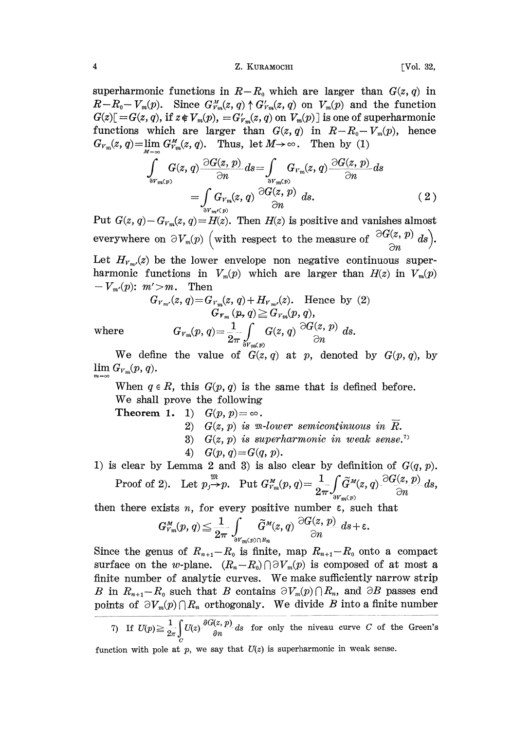superharmonic functions in $R-R_0$ which are larger than $G(z,q)$ in $R-R_0-V_m(p)$. Since $G^M_{V_m}(z,q)\uparrow G'_{V_m}(z,q)$ on $V_m(p)$ and the function $G(z)[=G(z,q)$, if $z\notin V_m(p)$, $=G'_{V_m}(z,q)$ on $V_m(p)]$ is one of superharmonic functions which are larger than $G(z,q)$ in $R-R_0-V_m(p)$, hence $G_{V_m}(z,q)=\lim_{M=\infty} G^M_{V_m}(z,q)$. Thus, let $M\to\infty$. Then by (1)

$$\int_{\partial V_m(p)} G(z,q)\frac{\partial G(z,p)}{\partial n}ds=\int_{\partial V_m(p)} G_{V_m}(z,q)\frac{\partial G(z,p)}{\partial n}ds$$
$$=\int_{\partial V_{m'}(p)} G_{V_m}(z,q)\frac{\partial G(z,p)}{\partial n}ds. \tag{2}$$

Put $G(z,q)-G_{V_m}(z,q)=H(z)$. Then $H(z)$ is positive and vanishes almost everywhere on $\partial V_m(p)$ $\left(\text{with respect to the measure of } \frac{\partial G(z,p)}{\partial n}ds\right)$. Let $H_{V_{m'}}(z)$ be the lower envelope non negative continuous superharmonic functions in $V_m(p)$ which are larger than $H(z)$ in $V_m(p)-V_{m'}(p)$: $m'>m$. Then

$$G_{V_{m'}}(z,q)=G_{V_m}(z,q)+H_{V_{m'}}(z). \text{ Hence by (2)}$$
$$G_{V_m}(p,q)\geqq G_{V_m}(p,q),$$

where
$$G_{V_m}(p,q)=\frac{1}{2\pi}\int_{\partial V_m(p)} G(z,q)\frac{\partial G(z,p)}{\partial n}ds.$$

We define the value of $G(z,q)$ at $p$, denoted by $G(p,q)$, by $\lim_{m=\infty} G_{V_m}(p,q)$.

When $q\in R$, this $G(p,q)$ is the same that is defined before.

We shall prove the following

**Theorem 1.** 1) $G(p,p)=\infty$.

2) $G(z,p)$ *is* $\mathfrak{M}$*-lower semicontinuous in* $\overline{R}$.

3) $G(z,p)$ *is superharmonic in weak sense.*[7)]

4) $G(p,q)=G(q,p)$.

1) is clear by Lemma 2 and 3) is also clear by definition of $G(q,p)$.

Proof of 2). Let $p_j\overset{\mathfrak{M}}{\to}p$. Put $G^M_{V_m}(p,q)=\frac{1}{2\pi}\int_{\partial V_m(p)}\tilde{G}^M(z,q)\frac{\partial G(z,p)}{\partial n}ds$, then there exists $n$, for every positive number $\varepsilon$, such that

$$G^M_{V_m}(p,q)\leqq\frac{1}{2\pi}\int_{\partial V_m(p)\cap R_n}\tilde{G}^M(z,q)\frac{\partial G(z,p)}{\partial n}ds+\varepsilon.$$

Since the genus of $R_{n+1}-R_0$ is finite, map $R_{n+1}-R_0$ onto a compact surface on the $w$-plane. $(R_n-R_0)\cap\partial V_m(p)$ is composed of at most a finite number of analytic curves. We make sufficiently narrow strip $B$ in $R_{n+1}-R_0$ such that $B$ contains $\partial V_m(p)\cap R_n$, and $\partial B$ passes end points of $\partial V_m(p)\cap R_n$ orthogonaly. We divide $B$ into a finite number

---

7) If $U(p)\geqq\frac{1}{2\pi}\int_C U(z)\frac{\partial G(z,p)}{\partial n}ds$ for only the niveau curve $C$ of the Green's function with pole at $p$, we say that $U(z)$ is superharmonic in weak sense.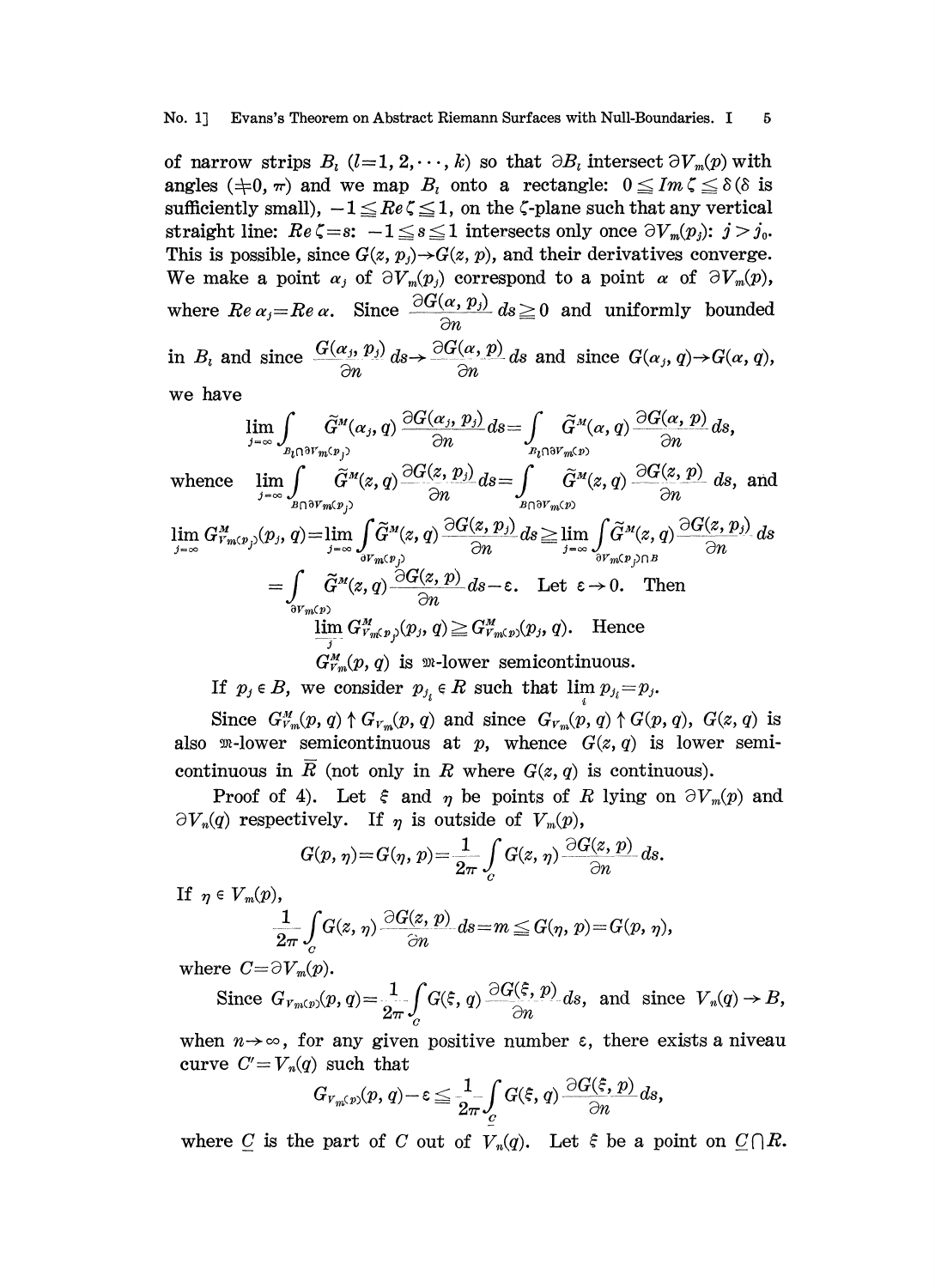of narrow strips $B_l$ $(l=1, 2, \cdots, k)$ so that $\partial B_l$ intersect $\partial V_m(p)$ with angles $(\neq 0, \pi)$ and we map $B_l$ onto a rectangle: $0 \leqq Im\,\zeta \leqq \delta$ ($\delta$ is sufficiently small), $-1 \leqq Re\,\zeta \leqq 1$, on the $\zeta$-plane such that any vertical straight line: $Re\,\zeta = s$: $-1 \leqq s \leqq 1$ intersects only once $\partial V_m(p_j)$: $j > j_0$. This is possible, since $G(z, p_j) \to G(z, p)$, and their derivatives converge. We make a point $\alpha_j$ of $\partial V_m(p_j)$ correspond to a point $\alpha$ of $\partial V_m(p)$, where $Re\,\alpha_j = Re\,\alpha$. Since $\frac{\partial G(\alpha, p_j)}{\partial n} ds \geqq 0$ and uniformly bounded in $B_l$ and since $\frac{G(\alpha_j, p_j)}{\partial n} ds \to \frac{\partial G(\alpha, p)}{\partial n} ds$ and since $G(\alpha_j, q) \to G(\alpha, q)$, we have

$$\lim_{j=\infty} \int_{B_l \cap \partial V_m(p_j)} \tilde{G}^M(\alpha_j, q) \frac{\partial G(\alpha_j, p_j)}{\partial n} ds = \int_{B_l \cap \partial V_m(p)} \tilde{G}^M(\alpha, q) \frac{\partial G(\alpha, p)}{\partial n} ds,$$

whence $\displaystyle \lim_{j=\infty} \int_{B \cap \partial V_m(p_j)} \tilde{G}^M(z, q) \frac{\partial G(z, p_j)}{\partial n} ds = \int_{B \cap \partial V_m(p)} \tilde{G}^M(z, q) \frac{\partial G(z, p)}{\partial n} ds$, and

$$\lim_{j=\infty} G^M_{V_m(p_j)}(p_j, q) = \lim_{j=\infty} \int_{\partial V_m(p_j)} \tilde{G}^M(z, q) \frac{\partial G(z, p_j)}{\partial n} ds \geqq \lim_{j=\infty} \int_{\partial V_m(p_j) \cap B} \tilde{G}^M(z, q) \frac{\partial G(z, p_j)}{\partial n} ds$$

$$= \int_{\partial V_m(p)} \tilde{G}^M(z, q) \frac{\partial G(z, p)}{\partial n} ds - \varepsilon. \quad \text{Let } \varepsilon \to 0. \quad \text{Then}$$

$$\varliminf_{j} G^M_{V_m(p_j)}(p_j, q) \geqq G^M_{V_m(p)}(p_j, q). \quad \text{Hence}$$

$$G^M_{V_m}(p, q) \text{ is } \mathfrak{M}\text{-lower semicontinuous.}$$

If $p_j \in B$, we consider $p_{j_i} \in R$ such that $\lim_i p_{j_i} = p_j$.

Since $G^M_{V_m}(p, q) \uparrow G_{V_m}(p, q)$ and since $G_{V_m}(p, q) \uparrow G(p, q)$, $G(z, q)$ is also $\mathfrak{M}$-lower semicontinuous at $p$, whence $G(z, q)$ is lower semicontinuous in $\bar{R}$ (not only in $R$ where $G(z, q)$ is continuous).

Proof of 4). Let $\xi$ and $\eta$ be points of $R$ lying on $\partial V_m(p)$ and $\partial V_n(q)$ respectively. If $\eta$ is outside of $V_m(p)$,

$$G(p, \eta) = G(\eta, p) = \frac{1}{2\pi} \int_C G(z, \eta) \frac{\partial G(z, p)}{\partial n} ds.$$

If $\eta \in V_m(p)$,

$$\frac{1}{2\pi} \int_C G(z, \eta) \frac{\partial G(z, p)}{\partial n} ds = m \leqq G(\eta, p) = G(p, \eta),$$

where $C = \partial V_m(p)$.

Since $G_{V_m(p)}(p, q) = \frac{1}{2\pi} \int_C G(\xi, q) \frac{\partial G(\xi, p)}{\partial n} ds$, and since $V_n(q) \to B$, when $n \to \infty$, for any given positive number $\varepsilon$, there exists a niveau curve $C' = V_n(q)$ such that

$$G_{V_m(p)}(p, q) - \varepsilon \leqq \frac{1}{2\pi} \int_{\underline{C}} G(\xi, q) \frac{\partial G(\xi, p)}{\partial n} ds,$$

where $\underline{C}$ is the part of $C$ out of $V_n(q)$. Let $\xi$ be a point on $\underline{C} \cap R$.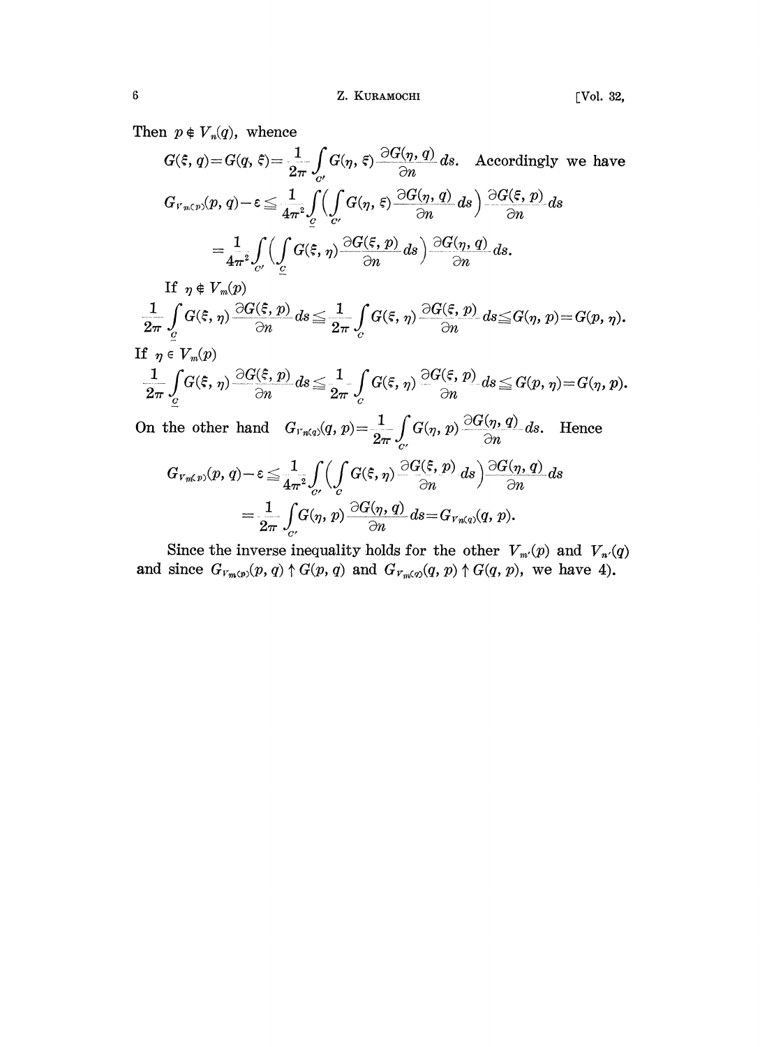Then $p \notin V_n(q)$, whence

$$G(\xi, q) = G(q, \xi) = \frac{1}{2\pi} \int_{C'} G(\eta, \xi) \frac{\partial G(\eta, q)}{\partial n} ds. \quad \text{Accordingly we have}$$

$$G_{V_m(p)}(p, q) - \varepsilon \leqq \frac{1}{4\pi^2} \int_{\underline{C}} \left( \int_{C'} G(\eta, \xi) \frac{\partial G(\eta, q)}{\partial n} ds \right) \frac{\partial G(\xi, p)}{\partial n} ds$$

$$= \frac{1}{4\pi^2} \int_{C'} \left( \int_{\underline{C}} G(\xi, \eta) \frac{\partial G(\xi, p)}{\partial n} ds \right) \frac{\partial G(\eta, q)}{\partial n} ds.$$

If $\eta \notin V_m(p)$

$$\frac{1}{2\pi} \int_{\underline{C}} G(\xi, \eta) \frac{\partial G(\xi, p)}{\partial n} ds \leqq \frac{1}{2\pi} \int_{C} G(\xi, \eta) \frac{\partial G(\xi, p)}{\partial n} ds \leqq G(\eta, p) = G(p, \eta).$$

If $\eta \in V_m(p)$

$$\frac{1}{2\pi} \int_{\underline{C}} G(\xi, \eta) \frac{\partial G(\xi, p)}{\partial n} ds \leqq \frac{1}{2\pi} \int_{C} G(\xi, \eta) \frac{\partial G(\xi, p)}{\partial n} ds \leqq G(p, \eta) = G(\eta, p).$$

On the other hand $G_{V_n(q)}(q, p) = \frac{1}{2\pi} \int_{C'} G(\eta, p) \frac{\partial G(\eta, q)}{\partial n} ds.$ Hence

$$G_{V_m(p)}(p, q) - \varepsilon \leqq \frac{1}{4\pi^2} \int_{C'} \left( \int_{C} G(\xi, \eta) \frac{\partial G(\xi, p)}{\partial n} ds \right) \frac{\partial G(\eta, q)}{\partial n} ds$$

$$= \frac{1}{2\pi} \int_{C'} G(\eta, p) \frac{\partial G(\eta, q)}{\partial n} ds = G_{V_n(q)}(q, p).$$

Since the inverse inequality holds for the other $V_{m'}(p)$ and $V_{n'}(q)$ and since $G_{V_m(p)}(p, q) \uparrow G(p, q)$ and $G_{V_m(q)}(q, p) \uparrow G(q, p)$, we have 4).